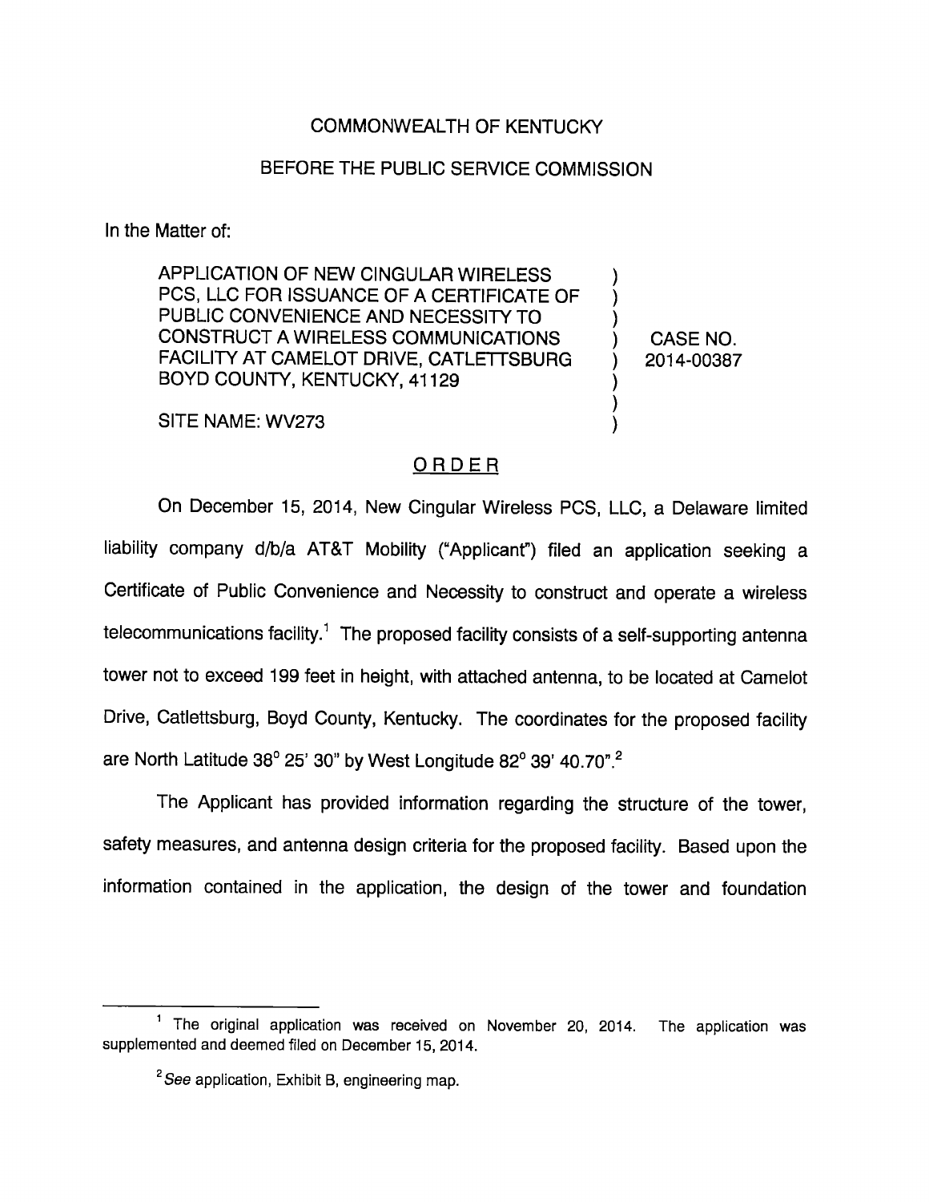COMMONWEALTH OF KENTUCKY

BEFORE THE PUBLIC SERVICE COMMISSION

In the Matter of:

APPLICATION OF NEW CINGULAR WIRELESS PCS, LLC FOR ISSUANCE OF A CERTIFICATE OF PUBLIC CONVENIENCE AND NECESSITY TO CONSTRUCT A WIRELESS COMMUNICATIONS FACILITY AT CAMELOT DRIVE, CATLETTSBURG BOYD COUNTY, KENTUCKY, 41129 ) CASE NO. 2014-00387

SITE NAME: WV273

## ORDER

On December 15, 2014, New Cingular Wireless PCS, LLC, a Delaware limited liability company d/b/a AT&T Mobility ("Applicant") filed an application seeking a Certificate of Public Convenience and Necessity to construct and operate a wireless telecommunications facility.[1] The proposed facility consists of a self-supporting antenna tower not to exceed 199 feet in height, with attached antenna, to be located at Camelot Drive, Catlettsburg, Boyd County, Kentucky. The coordinates for the proposed facility are North Latitude 38° 25' 30" by West Longitude 82° 39' 40.70".[2]

The Applicant has provided information regarding the structure of the tower, safety measures, and antenna design criteria for the proposed facility. Based upon the information contained in the application, the design of the tower and foundation

---

[1] The original application was received on November 20, 2014. The application was supplemented and deemed filed on December 15, 2014.

[2] *See* application, Exhibit B, engineering map.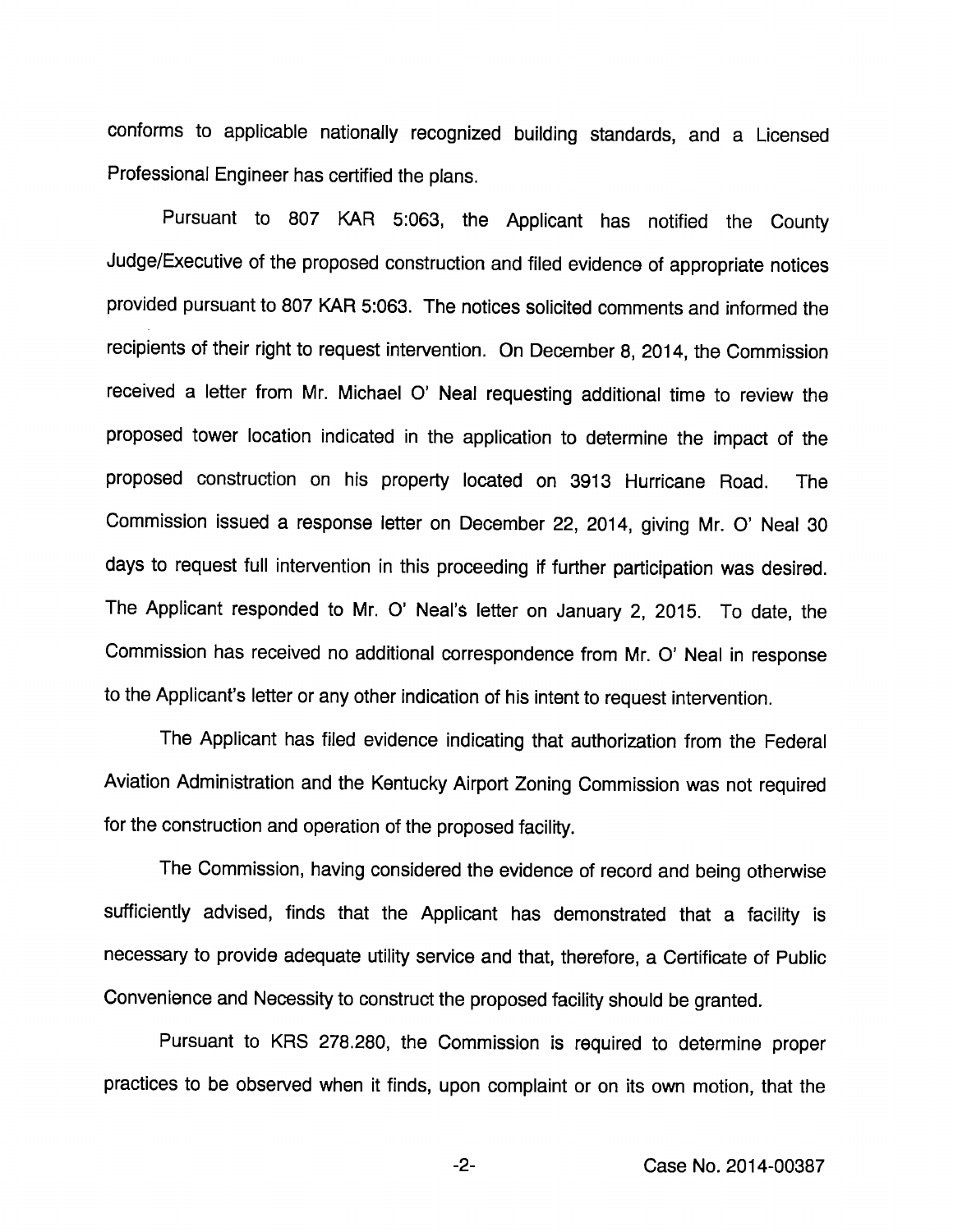conforms to applicable nationally recognized building standards, and a Licensed Professional Engineer has certified the plans.

Pursuant to 807 KAR 5:063, the Applicant has notified the County Judge/Executive of the proposed construction and filed evidence of appropriate notices provided pursuant to 807 KAR 5:063. The notices solicited comments and informed the recipients of their right to request intervention. On December 8, 2014, the Commission received a letter from Mr. Michael O' Neal requesting additional time to review the proposed tower location indicated in the application to determine the impact of the proposed construction on his property located on 3913 Hurricane Road. The Commission issued a response letter on December 22, 2014, giving Mr. O' Neal 30 days to request full intervention in this proceeding if further participation was desired. The Applicant responded to Mr. O' Neal's letter on January 2, 2015. To date, the Commission has received no additional correspondence from Mr. O' Neal in response to the Applicant's letter or any other indication of his intent to request intervention.

The Applicant has filed evidence indicating that authorization from the Federal Aviation Administration and the Kentucky Airport Zoning Commission was not required for the construction and operation of the proposed facility.

The Commission, having considered the evidence of record and being otherwise sufficiently advised, finds that the Applicant has demonstrated that a facility is necessary to provide adequate utility service and that, therefore, a Certificate of Public Convenience and Necessity to construct the proposed facility should be granted.

Pursuant to KRS 278.280, the Commission is required to determine proper practices to be observed when it finds, upon complaint or on its own motion, that the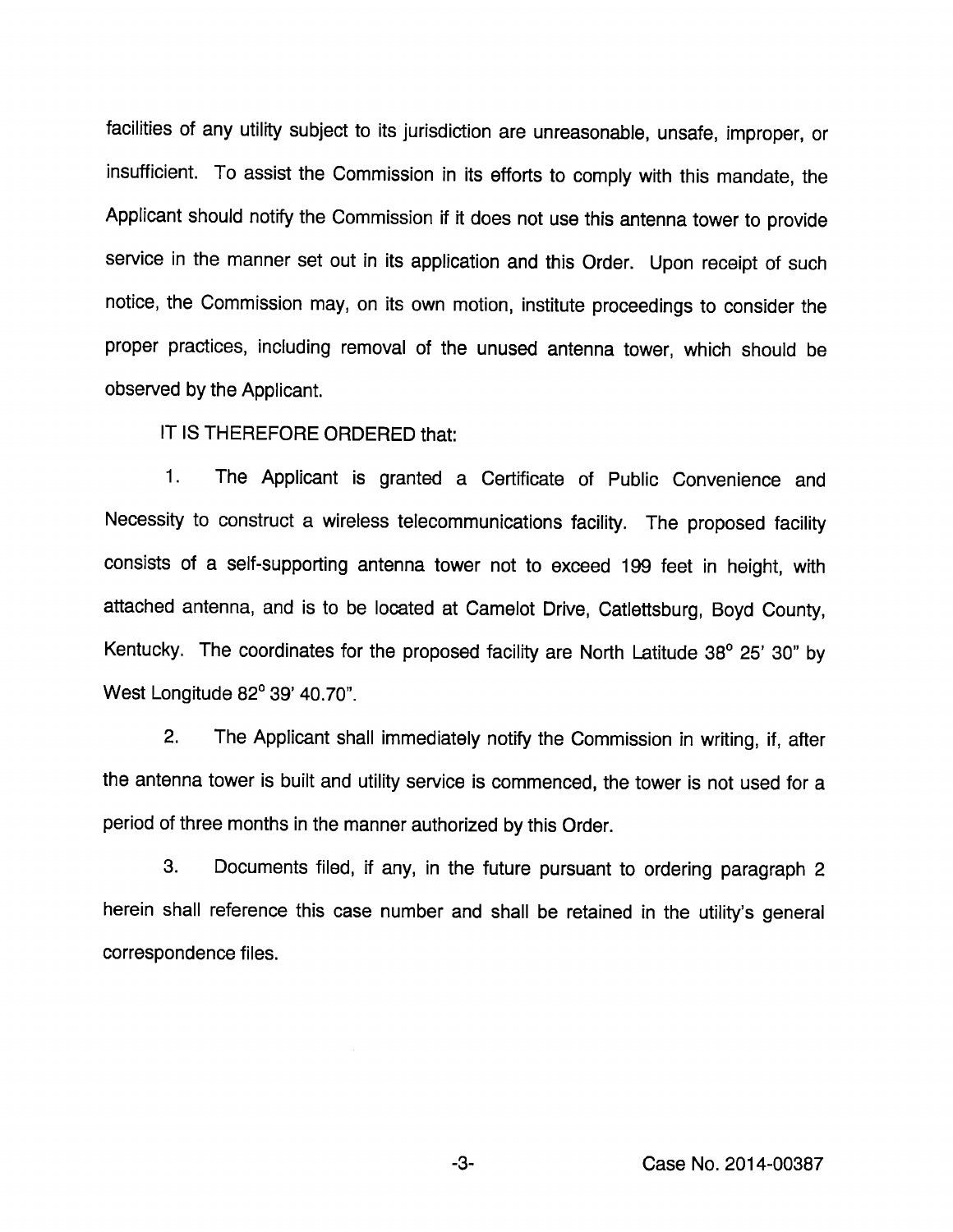facilities of any utility subject to its jurisdiction are unreasonable, unsafe, improper, or insufficient. To assist the Commission in its efforts to comply with this mandate, the Applicant should notify the Commission if it does not use this antenna tower to provide service in the manner set out in its application and this Order. Upon receipt of such notice, the Commission may, on its own motion, institute proceedings to consider the proper practices, including removal of the unused antenna tower, which should be observed by the Applicant.

IT IS THEREFORE ORDERED that:

1. The Applicant is granted a Certificate of Public Convenience and Necessity to construct a wireless telecommunications facility. The proposed facility consists of a self-supporting antenna tower not to exceed 199 feet in height, with attached antenna, and is to be located at Camelot Drive, Catlettsburg, Boyd County, Kentucky. The coordinates for the proposed facility are North Latitude 38° 25' 30" by West Longitude 82° 39' 40.70".

2. The Applicant shall immediately notify the Commission in writing, if, after the antenna tower is built and utility service is commenced, the tower is not used for a period of three months in the manner authorized by this Order.

3. Documents filed, if any, in the future pursuant to ordering paragraph 2 herein shall reference this case number and shall be retained in the utility's general correspondence files.

Case No. 2014-00387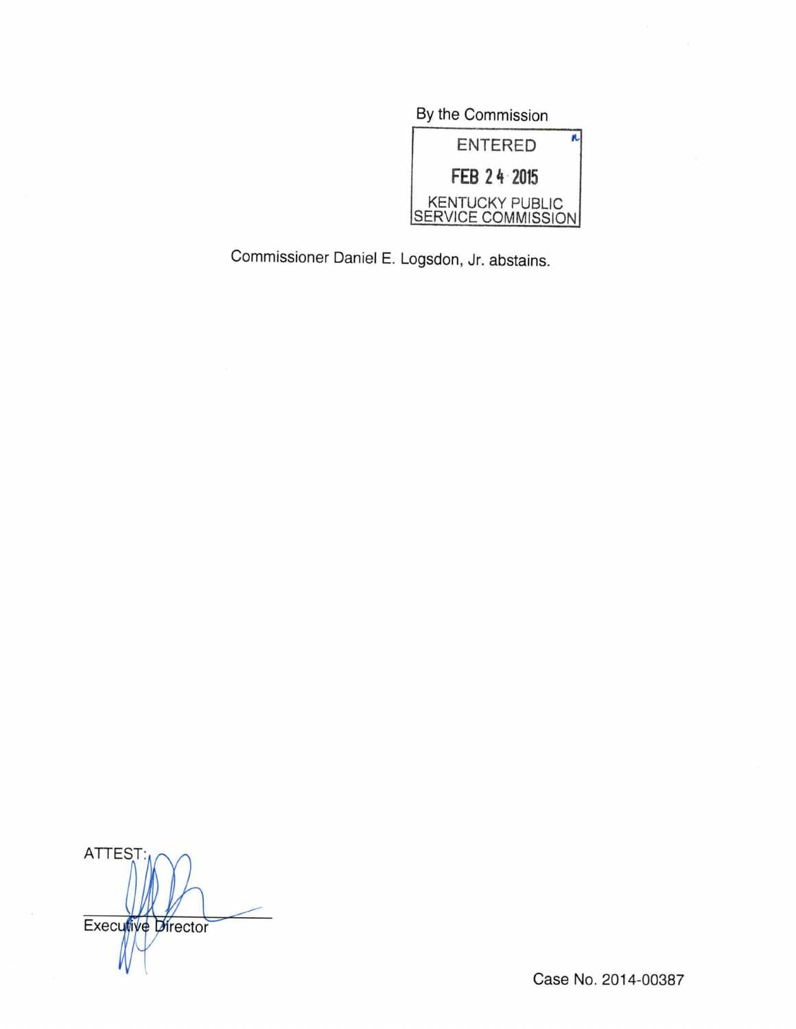By the Commission

ENTERED

FEB 24 2015

KENTUCKY PUBLIC SERVICE COMMISSION

Commissioner Daniel E. Logsdon, Jr. abstains.

ATTEST:

Executive Director

Case No. 2014-00387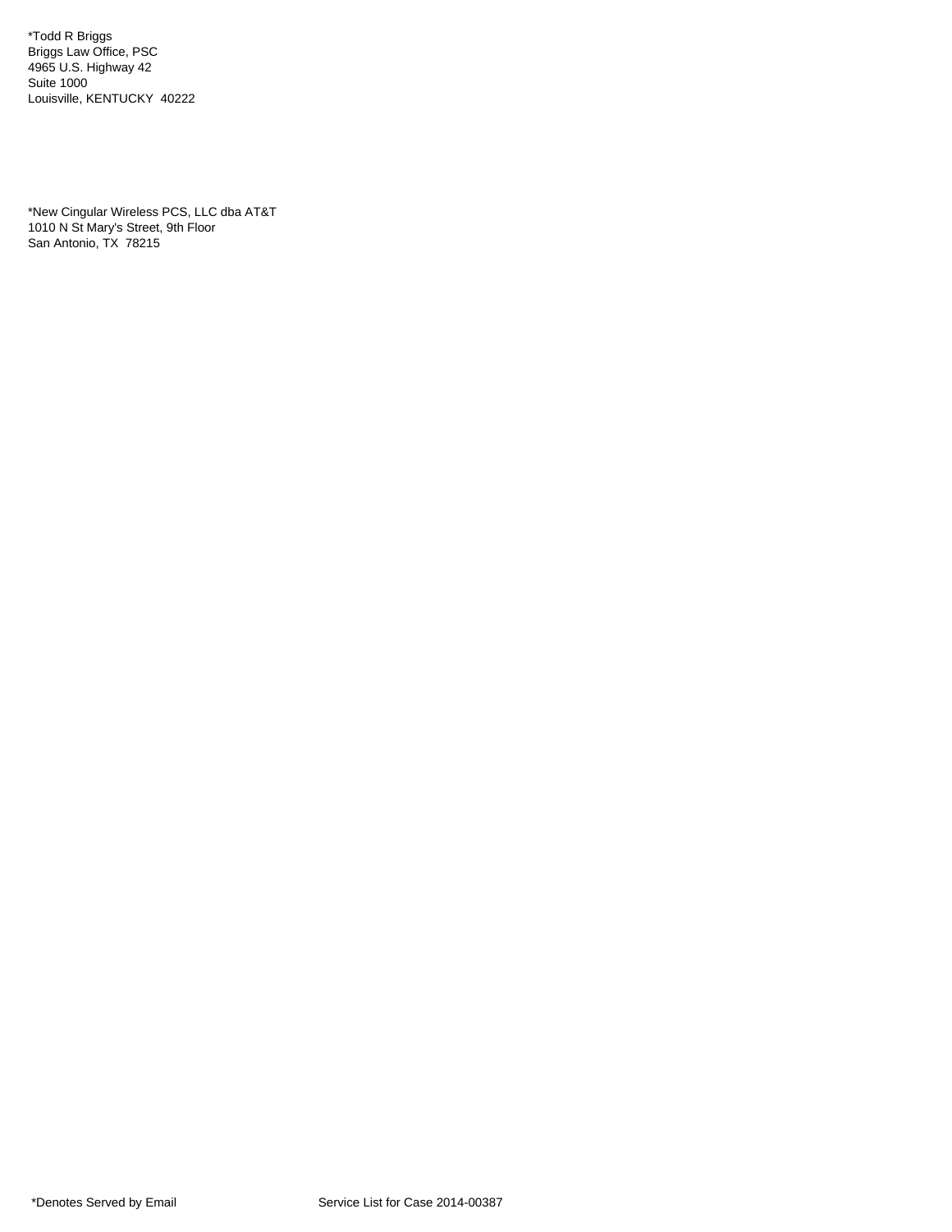*Todd R Briggs
Briggs Law Office, PSC
4965 U.S. Highway 42
Suite 1000
Louisville, KENTUCKY  40222

*New Cingular Wireless PCS, LLC dba AT&T
1010 N St Mary's Street, 9th Floor
San Antonio, TX  78215

*Denotes Served by Email

Service List for Case 2014-00387